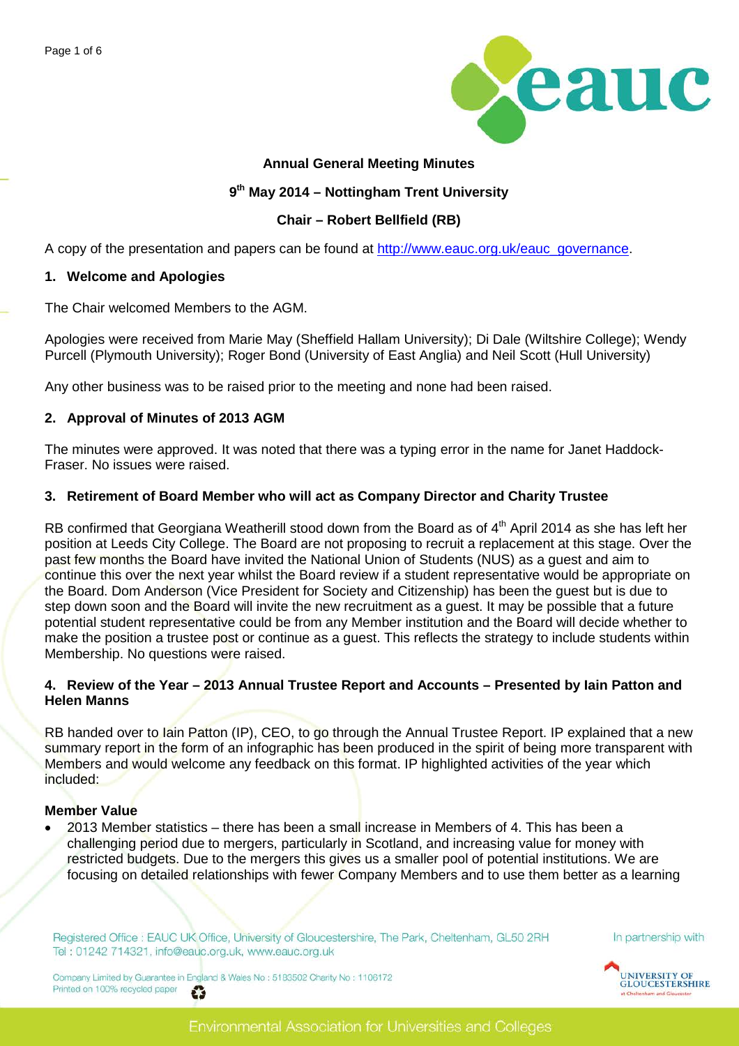# Annual General Meeting Minutes

**9th May 2014 – Nottingham Trent University**

**Chair – Robert Bellfield (RB)**

A copy of the presentation and papers can be found at [http://www.eauc.org.uk/eauc_governance](http://www.eauc.org.uk/eauc_governance).

## 1. Welcome and Apologies

The Chair welcomed Members to the AGM.

Apologies were received from Marie May (Sheffield Hallam University); Di Dale (Wiltshire College); Wendy Purcell (Plymouth University); Roger Bond (University of East Anglia) and Neil Scott (Hull University)

Any other business was to be raised prior to the meeting and none had been raised.

## 2. Approval of Minutes of 2013 AGM

The minutes were approved. It was noted that there was a typing error in the name for Janet Haddock-Fraser. No issues were raised.

## 3. Retirement of Board Member who will act as Company Director and Charity Trustee

RB confirmed that Georgiana Weatherill stood down from the Board as of 4th April 2014 as she has left her position at Leeds City College. The Board are not proposing to recruit a replacement at this stage. Over the past few months the Board have invited the National Union of Students (NUS) as a guest and aim to continue this over the next year whilst the Board review if a student representative would be appropriate on the Board. Dom Anderson (Vice President for Society and Citizenship) has been the guest but is due to step down soon and the Board will invite the new recruitment as a guest. It may be possible that a future potential student representative could be from any Member institution and the Board will decide whether to make the position a trustee post or continue as a guest. This reflects the strategy to include students within Membership. No questions were raised.

## 4. Review of the Year – 2013 Annual Trustee Report and Accounts – Presented by Iain Patton and Helen Manns

RB handed over to Iain Patton (IP), CEO, to go through the Annual Trustee Report. IP explained that a new summary report in the form of an infographic has been produced in the spirit of being more transparent with Members and would welcome any feedback on this format. IP highlighted activities of the year which included:

### Member Value

- 2013 Member statistics – there has been a small increase in Members of 4. This has been a challenging period due to mergers, particularly in Scotland, and increasing value for money with restricted budgets. Due to the mergers this gives us a smaller pool of potential institutions. We are focusing on detailed relationships with fewer Company Members and to use them better as a learning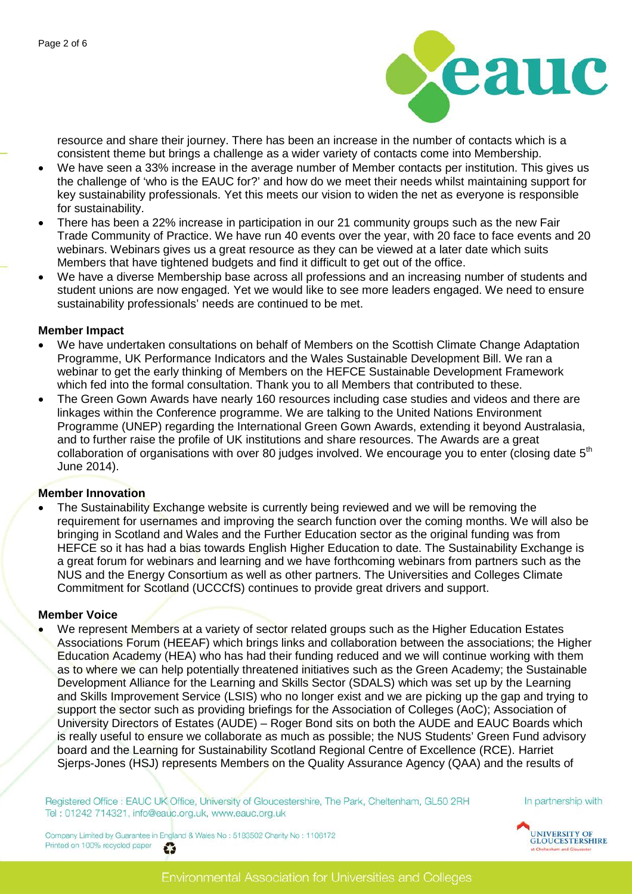resource and share their journey. There has been an increase in the number of contacts which is a consistent theme but brings a challenge as a wider variety of contacts come into Membership.

- We have seen a 33% increase in the average number of Member contacts per institution. This gives us the challenge of 'who is the EAUC for?' and how do we meet their needs whilst maintaining support for key sustainability professionals. Yet this meets our vision to widen the net as everyone is responsible for sustainability.
- There has been a 22% increase in participation in our 21 community groups such as the new Fair Trade Community of Practice. We have run 40 events over the year, with 20 face to face events and 20 webinars. Webinars gives us a great resource as they can be viewed at a later date which suits Members that have tightened budgets and find it difficult to get out of the office.
- We have a diverse Membership base across all professions and an increasing number of students and student unions are now engaged. Yet we would like to see more leaders engaged. We need to ensure sustainability professionals' needs are continued to be met.

**Member Impact**

- We have undertaken consultations on behalf of Members on the Scottish Climate Change Adaptation Programme, UK Performance Indicators and the Wales Sustainable Development Bill. We ran a webinar to get the early thinking of Members on the HEFCE Sustainable Development Framework which fed into the formal consultation. Thank you to all Members that contributed to these.
- The Green Gown Awards have nearly 160 resources including case studies and videos and there are linkages within the Conference programme. We are talking to the United Nations Environment Programme (UNEP) regarding the International Green Gown Awards, extending it beyond Australasia, and to further raise the profile of UK institutions and share resources. The Awards are a great collaboration of organisations with over 80 judges involved. We encourage you to enter (closing date 5th June 2014).

**Member Innovation**

- The Sustainability Exchange website is currently being reviewed and we will be removing the requirement for usernames and improving the search function over the coming months. We will also be bringing in Scotland and Wales and the Further Education sector as the original funding was from HEFCE so it has had a bias towards English Higher Education to date. The Sustainability Exchange is a great forum for webinars and learning and we have forthcoming webinars from partners such as the NUS and the Energy Consortium as well as other partners. The Universities and Colleges Climate Commitment for Scotland (UCCCfS) continues to provide great drivers and support.

**Member Voice**

- We represent Members at a variety of sector related groups such as the Higher Education Estates Associations Forum (HEEAF) which brings links and collaboration between the associations; the Higher Education Academy (HEA) who has had their funding reduced and we will continue working with them as to where we can help potentially threatened initiatives such as the Green Academy; the Sustainable Development Alliance for the Learning and Skills Sector (SDALS) which was set up by the Learning and Skills Improvement Service (LSIS) who no longer exist and we are picking up the gap and trying to support the sector such as providing briefings for the Association of Colleges (AoC); Association of University Directors of Estates (AUDE) – Roger Bond sits on both the AUDE and EAUC Boards which is really useful to ensure we collaborate as much as possible; the NUS Students' Green Fund advisory board and the Learning for Sustainability Scotland Regional Centre of Excellence (RCE). Harriet Sjerps-Jones (HSJ) represents Members on the Quality Assurance Agency (QAA) and the results of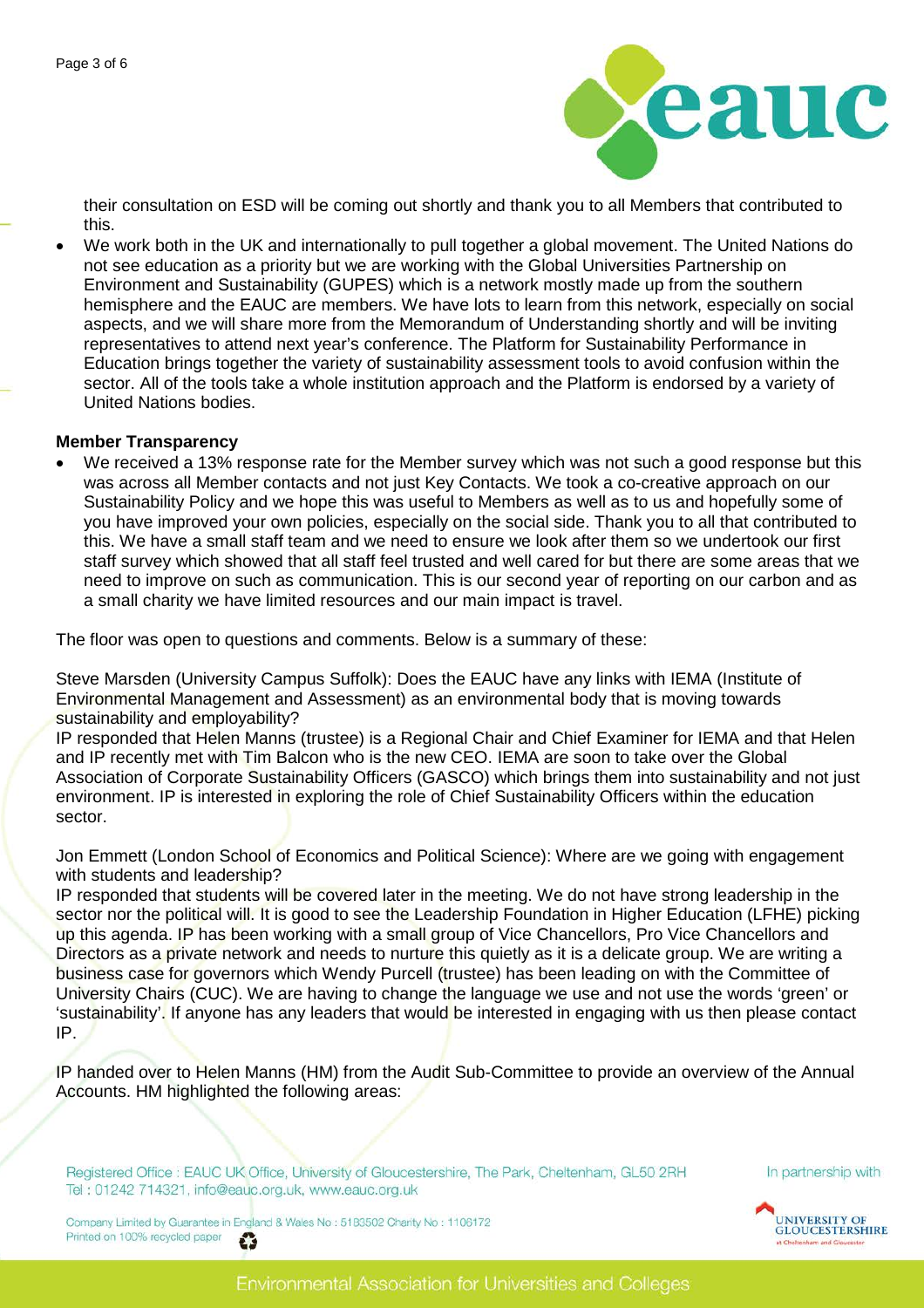their consultation on ESD will be coming out shortly and thank you to all Members that contributed to this.

- We work both in the UK and internationally to pull together a global movement. The United Nations do not see education as a priority but we are working with the Global Universities Partnership on Environment and Sustainability (GUPES) which is a network mostly made up from the southern hemisphere and the EAUC are members. We have lots to learn from this network, especially on social aspects, and we will share more from the Memorandum of Understanding shortly and will be inviting representatives to attend next year's conference. The Platform for Sustainability Performance in Education brings together the variety of sustainability assessment tools to avoid confusion within the sector. All of the tools take a whole institution approach and the Platform is endorsed by a variety of United Nations bodies.

**Member Transparency**

- We received a 13% response rate for the Member survey which was not such a good response but this was across all Member contacts and not just Key Contacts. We took a co-creative approach on our Sustainability Policy and we hope this was useful to Members as well as to us and hopefully some of you have improved your own policies, especially on the social side. Thank you to all that contributed to this. We have a small staff team and we need to ensure we look after them so we undertook our first staff survey which showed that all staff feel trusted and well cared for but there are some areas that we need to improve on such as communication. This is our second year of reporting on our carbon and as a small charity we have limited resources and our main impact is travel.

The floor was open to questions and comments. Below is a summary of these:

Steve Marsden (University Campus Suffolk): Does the EAUC have any links with IEMA (Institute of Environmental Management and Assessment) as an environmental body that is moving towards sustainability and employability?
IP responded that Helen Manns (trustee) is a Regional Chair and Chief Examiner for IEMA and that Helen and IP recently met with Tim Balcon who is the new CEO. IEMA are soon to take over the Global Association of Corporate Sustainability Officers (GASCO) which brings them into sustainability and not just environment. IP is interested in exploring the role of Chief Sustainability Officers within the education sector.

Jon Emmett (London School of Economics and Political Science): Where are we going with engagement with students and leadership?
IP responded that students will be covered later in the meeting. We do not have strong leadership in the sector nor the political will. It is good to see the Leadership Foundation in Higher Education (LFHE) picking up this agenda. IP has been working with a small group of Vice Chancellors, Pro Vice Chancellors and Directors as a private network and needs to nurture this quietly as it is a delicate group. We are writing a business case for governors which Wendy Purcell (trustee) has been leading on with the Committee of University Chairs (CUC). We are having to change the language we use and not use the words 'green' or 'sustainability'. If anyone has any leaders that would be interested in engaging with us then please contact IP.

IP handed over to Helen Manns (HM) from the Audit Sub-Committee to provide an overview of the Annual Accounts. HM highlighted the following areas: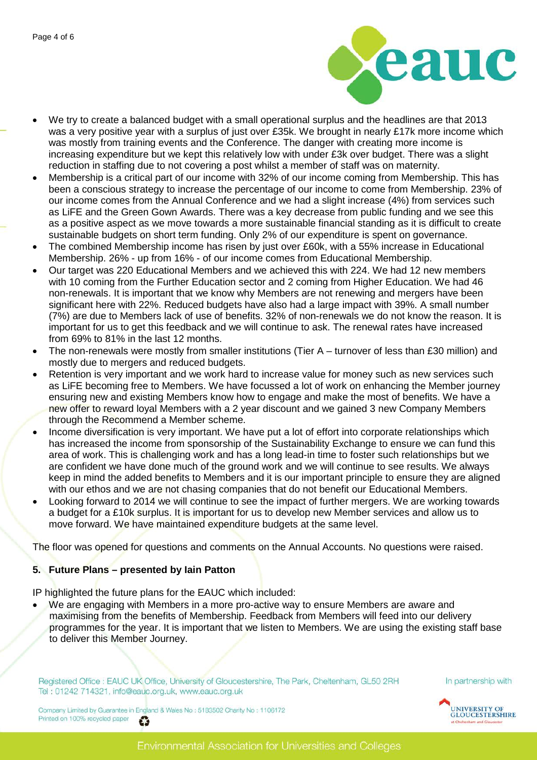- We try to create a balanced budget with a small operational surplus and the headlines are that 2013 was a very positive year with a surplus of just over £35k. We brought in nearly £17k more income which was mostly from training events and the Conference. The danger with creating more income is increasing expenditure but we kept this relatively low with under £3k over budget. There was a slight reduction in staffing due to not covering a post whilst a member of staff was on maternity.
- Membership is a critical part of our income with 32% of our income coming from Membership. This has been a conscious strategy to increase the percentage of our income to come from Membership. 23% of our income comes from the Annual Conference and we had a slight increase (4%) from services such as LiFE and the Green Gown Awards. There was a key decrease from public funding and we see this as a positive aspect as we move towards a more sustainable financial standing as it is difficult to create sustainable budgets on short term funding. Only 2% of our expenditure is spent on governance.
- The combined Membership income has risen by just over £60k, with a 55% increase in Educational Membership. 26% - up from 16% - of our income comes from Educational Membership.
- Our target was 220 Educational Members and we achieved this with 224. We had 12 new members with 10 coming from the Further Education sector and 2 coming from Higher Education. We had 46 non-renewals. It is important that we know why Members are not renewing and mergers have been significant here with 22%. Reduced budgets have also had a large impact with 39%. A small number (7%) are due to Members lack of use of benefits. 32% of non-renewals we do not know the reason. It is important for us to get this feedback and we will continue to ask. The renewal rates have increased from 69% to 81% in the last 12 months.
- The non-renewals were mostly from smaller institutions (Tier A – turnover of less than £30 million) and mostly due to mergers and reduced budgets.
- Retention is very important and we work hard to increase value for money such as new services such as LiFE becoming free to Members. We have focussed a lot of work on enhancing the Member journey ensuring new and existing Members know how to engage and make the most of benefits. We have a new offer to reward loyal Members with a 2 year discount and we gained 3 new Company Members through the Recommend a Member scheme.
- Income diversification is very important. We have put a lot of effort into corporate relationships which has increased the income from sponsorship of the Sustainability Exchange to ensure we can fund this area of work. This is challenging work and has a long lead-in time to foster such relationships but we are confident we have done much of the ground work and we will continue to see results. We always keep in mind the added benefits to Members and it is our important principle to ensure they are aligned with our ethos and we are not chasing companies that do not benefit our Educational Members.
- Looking forward to 2014 we will continue to see the impact of further mergers. We are working towards a budget for a £10k surplus. It is important for us to develop new Member services and allow us to move forward. We have maintained expenditure budgets at the same level.

The floor was opened for questions and comments on the Annual Accounts. No questions were raised.

**5. Future Plans – presented by Iain Patton**

IP highlighted the future plans for the EAUC which included:

- We are engaging with Members in a more pro-active way to ensure Members are aware and maximising from the benefits of Membership. Feedback from Members will feed into our delivery programmes for the year. It is important that we listen to Members. We are using the existing staff base to deliver this Member Journey.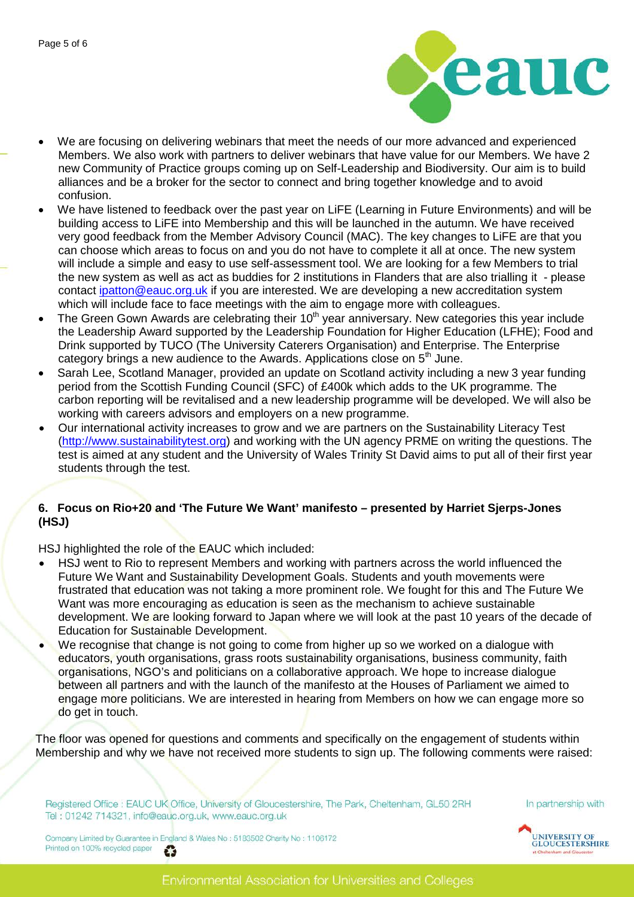- We are focusing on delivering webinars that meet the needs of our more advanced and experienced Members. We also work with partners to deliver webinars that have value for our Members. We have 2 new Community of Practice groups coming up on Self-Leadership and Biodiversity. Our aim is to build alliances and be a broker for the sector to connect and bring together knowledge and to avoid confusion.
- We have listened to feedback over the past year on LiFE (Learning in Future Environments) and will be building access to LiFE into Membership and this will be launched in the autumn. We have received very good feedback from the Member Advisory Council (MAC). The key changes to LiFE are that you can choose which areas to focus on and you do not have to complete it all at once. The new system will include a simple and easy to use self-assessment tool. We are looking for a few Members to trial the new system as well as act as buddies for 2 institutions in Flanders that are also trialling it - please contact ipatton@eauc.org.uk if you are interested. We are developing a new accreditation system which will include face to face meetings with the aim to engage more with colleagues.
- The Green Gown Awards are celebrating their 10th year anniversary. New categories this year include the Leadership Award supported by the Leadership Foundation for Higher Education (LFHE); Food and Drink supported by TUCO (The University Caterers Organisation) and Enterprise. The Enterprise category brings a new audience to the Awards. Applications close on 5th June.
- Sarah Lee, Scotland Manager, provided an update on Scotland activity including a new 3 year funding period from the Scottish Funding Council (SFC) of £400k which adds to the UK programme. The carbon reporting will be revitalised and a new leadership programme will be developed. We will also be working with careers advisors and employers on a new programme.
- Our international activity increases to grow and we are partners on the Sustainability Literacy Test (http://www.sustainabilitytest.org) and working with the UN agency PRME on writing the questions. The test is aimed at any student and the University of Wales Trinity St David aims to put all of their first year students through the test.

### 6. Focus on Rio+20 and 'The Future We Want' manifesto – presented by Harriet Sjerps-Jones (HSJ)

HSJ highlighted the role of the EAUC which included:

- HSJ went to Rio to represent Members and working with partners across the world influenced the Future We Want and Sustainability Development Goals. Students and youth movements were frustrated that education was not taking a more prominent role. We fought for this and The Future We Want was more encouraging as education is seen as the mechanism to achieve sustainable development. We are looking forward to Japan where we will look at the past 10 years of the decade of Education for Sustainable Development.
- We recognise that change is not going to come from higher up so we worked on a dialogue with educators, youth organisations, grass roots sustainability organisations, business community, faith organisations, NGO's and politicians on a collaborative approach. We hope to increase dialogue between all partners and with the launch of the manifesto at the Houses of Parliament we aimed to engage more politicians. We are interested in hearing from Members on how we can engage more so do get in touch.

The floor was opened for questions and comments and specifically on the engagement of students within Membership and why we have not received more students to sign up. The following comments were raised: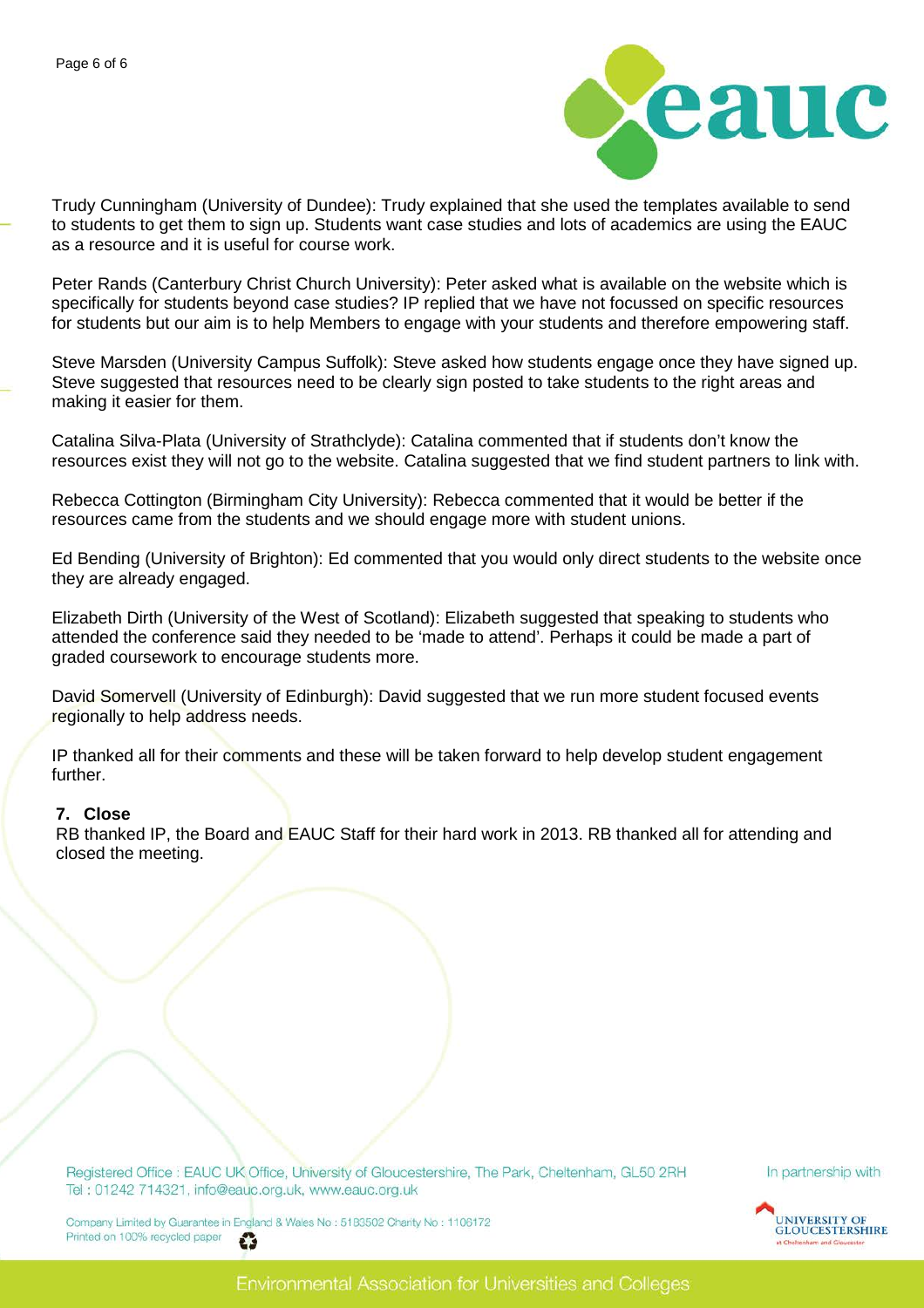Trudy Cunningham (University of Dundee): Trudy explained that she used the templates available to send to students to get them to sign up. Students want case studies and lots of academics are using the EAUC as a resource and it is useful for course work.

Peter Rands (Canterbury Christ Church University): Peter asked what is available on the website which is specifically for students beyond case studies? IP replied that we have not focussed on specific resources for students but our aim is to help Members to engage with your students and therefore empowering staff.

Steve Marsden (University Campus Suffolk): Steve asked how students engage once they have signed up. Steve suggested that resources need to be clearly sign posted to take students to the right areas and making it easier for them.

Catalina Silva-Plata (University of Strathclyde): Catalina commented that if students don't know the resources exist they will not go to the website. Catalina suggested that we find student partners to link with.

Rebecca Cottington (Birmingham City University): Rebecca commented that it would be better if the resources came from the students and we should engage more with student unions.

Ed Bending (University of Brighton): Ed commented that you would only direct students to the website once they are already engaged.

Elizabeth Dirth (University of the West of Scotland): Elizabeth suggested that speaking to students who attended the conference said they needed to be 'made to attend'. Perhaps it could be made a part of graded coursework to encourage students more.

David Somervell (University of Edinburgh): David suggested that we run more student focused events regionally to help address needs.

IP thanked all for their comments and these will be taken forward to help develop student engagement further.

## 7. Close

RB thanked IP, the Board and EAUC Staff for their hard work in 2013. RB thanked all for attending and closed the meeting.

Registered Office : EAUC UK Office, University of Gloucestershire, The Park, Cheltenham, GL50 2RH
Tel : 01242 714321, info@eauc.org.uk, www.eauc.org.uk

Company Limited by Guarantee in England & Wales No : 5183502 Charity No : 1106172
Printed on 100% recycled paper

In partnership with University of Gloucestershire

Environmental Association for Universities and Colleges